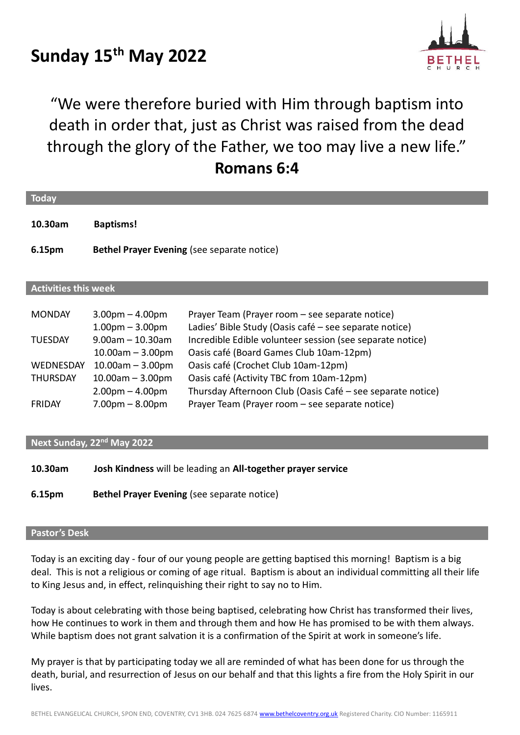# Sunday 15th May 2022

BETHEL CHURCH

"We were therefore buried with Him through baptism into death in order that, just as Christ was raised from the dead through the glory of the Father, we too may live a new life."
**Romans 6:4**

## Today

**10.30am** **Baptisms!**

**6.15pm** **Bethel Prayer Evening** (see separate notice)

## Activities this week

| | | |
|---|---|---|
| MONDAY | 3.00pm – 4.00pm | Prayer Team (Prayer room – see separate notice) |
| | 1.00pm – 3.00pm | Ladies' Bible Study (Oasis café – see separate notice) |
| TUESDAY | 9.00am – 10.30am | Incredible Edible volunteer session (see separate notice) |
| | 10.00am – 3.00pm | Oasis café (Board Games Club 10am-12pm) |
| WEDNESDAY | 10.00am – 3.00pm | Oasis café (Crochet Club 10am-12pm) |
| THURSDAY | 10.00am – 3.00pm | Oasis café (Activity TBC from 10am-12pm) |
| | 2.00pm – 4.00pm | Thursday Afternoon Club (Oasis Café – see separate notice) |
| FRIDAY | 7.00pm – 8.00pm | Prayer Team (Prayer room – see separate notice) |

## Next Sunday, 22nd May 2022

**10.30am** **Josh Kindness** will be leading an **All-together prayer service**

**6.15pm** **Bethel Prayer Evening** (see separate notice)

## Pastor's Desk

Today is an exciting day - four of our young people are getting baptised this morning! Baptism is a big deal. This is not a religious or coming of age ritual. Baptism is about an individual committing all their life to King Jesus and, in effect, relinquishing their right to say no to Him.

Today is about celebrating with those being baptised, celebrating how Christ has transformed their lives, how He continues to work in them and through them and how He has promised to be with them always. While baptism does not grant salvation it is a confirmation of the Spirit at work in someone's life.

My prayer is that by participating today we all are reminded of what has been done for us through the death, burial, and resurrection of Jesus on our behalf and that this lights a fire from the Holy Spirit in our lives.

BETHEL EVANGELICAL CHURCH, SPON END, COVENTRY, CV1 3HB. 024 7625 6874 www.bethelcoventry.org.uk Registered Charity. CIO Number: 1165911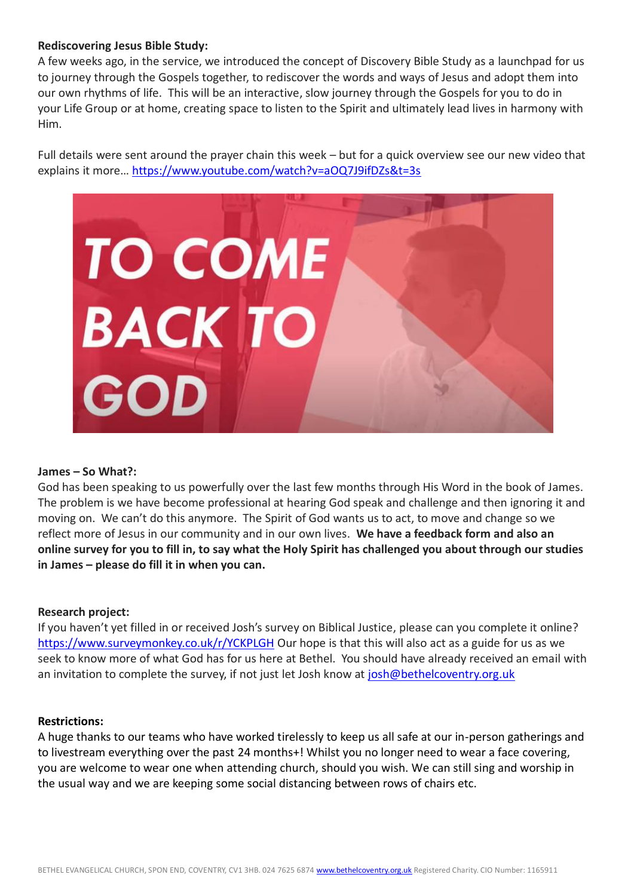**Rediscovering Jesus Bible Study:**
A few weeks ago, in the service, we introduced the concept of Discovery Bible Study as a launchpad for us to journey through the Gospels together, to rediscover the words and ways of Jesus and adopt them into our own rhythms of life. This will be an interactive, slow journey through the Gospels for you to do in your Life Group or at home, creating space to listen to the Spirit and ultimately lead lives in harmony with Him.

Full details were sent around the prayer chain this week – but for a quick overview see our new video that explains it more… https://www.youtube.com/watch?v=aOQ7J9ifDZs&t=3s

**James – So What?:**
God has been speaking to us powerfully over the last few months through His Word in the book of James. The problem is we have become professional at hearing God speak and challenge and then ignoring it and moving on. We can't do this anymore. The Spirit of God wants us to act, to move and change so we reflect more of Jesus in our community and in our own lives. **We have a feedback form and also an online survey for you to fill in, to say what the Holy Spirit has challenged you about through our studies in James – please do fill it in when you can.**

**Research project:**
If you haven't yet filled in or received Josh's survey on Biblical Justice, please can you complete it online? https://www.surveymonkey.co.uk/r/YCKPLGH Our hope is that this will also act as a guide for us as we seek to know more of what God has for us here at Bethel. You should have already received an email with an invitation to complete the survey, if not just let Josh know at josh@bethelcoventry.org.uk

**Restrictions:**
A huge thanks to our teams who have worked tirelessly to keep us all safe at our in-person gatherings and to livestream everything over the past 24 months+! Whilst you no longer need to wear a face covering, you are welcome to wear one when attending church, should you wish. We can still sing and worship in the usual way and we are keeping some social distancing between rows of chairs etc.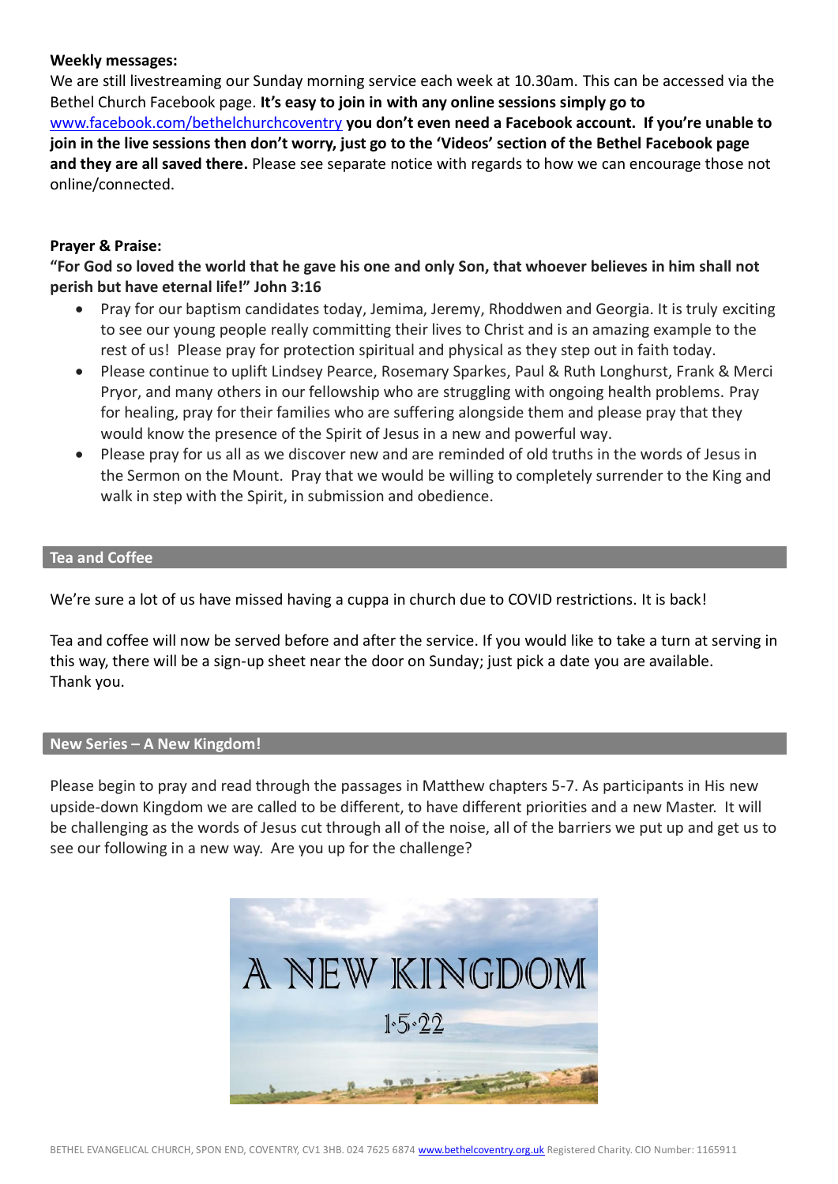**Weekly messages:**

We are still livestreaming our Sunday morning service each week at 10.30am. This can be accessed via the Bethel Church Facebook page. **It's easy to join in with any online sessions simply go to** www.facebook.com/bethelchurchcoventry **you don't even need a Facebook account. If you're unable to join in the live sessions then don't worry, just go to the 'Videos' section of the Bethel Facebook page and they are all saved there.** Please see separate notice with regards to how we can encourage those not online/connected.

**Prayer & Praise:**

**"For God so loved the world that he gave his one and only Son, that whoever believes in him shall not perish but have eternal life!" John 3:16**

- Pray for our baptism candidates today, Jemima, Jeremy, Rhoddwen and Georgia. It is truly exciting to see our young people really committing their lives to Christ and is an amazing example to the rest of us! Please pray for protection spiritual and physical as they step out in faith today.
- Please continue to uplift Lindsey Pearce, Rosemary Sparkes, Paul & Ruth Longhurst, Frank & Merci Pryor, and many others in our fellowship who are struggling with ongoing health problems. Pray for healing, pray for their families who are suffering alongside them and please pray that they would know the presence of the Spirit of Jesus in a new and powerful way.
- Please pray for us all as we discover new and are reminded of old truths in the words of Jesus in the Sermon on the Mount. Pray that we would be willing to completely surrender to the King and walk in step with the Spirit, in submission and obedience.

## Tea and Coffee

We're sure a lot of us have missed having a cuppa in church due to COVID restrictions. It is back!

Tea and coffee will now be served before and after the service. If you would like to take a turn at serving in this way, there will be a sign-up sheet near the door on Sunday; just pick a date you are available.
Thank you.

## New Series – A New Kingdom!

Please begin to pray and read through the passages in Matthew chapters 5-7. As participants in His new upside-down Kingdom we are called to be different, to have different priorities and a new Master. It will be challenging as the words of Jesus cut through all of the noise, all of the barriers we put up and get us to see our following in a new way. Are you up for the challenge?

A NEW KINGDOM

1.5.22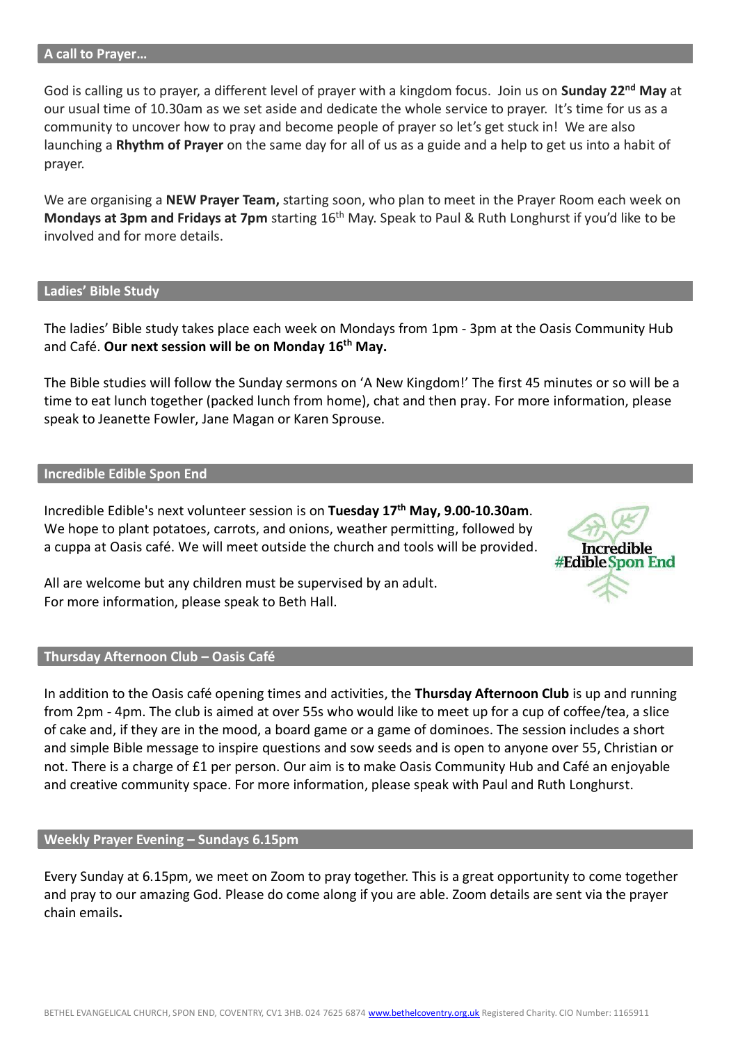## A call to Prayer…

God is calling us to prayer, a different level of prayer with a kingdom focus. Join us on **Sunday 22nd May** at our usual time of 10.30am as we set aside and dedicate the whole service to prayer. It's time for us as a community to uncover how to pray and become people of prayer so let's get stuck in! We are also launching a **Rhythm of Prayer** on the same day for all of us as a guide and a help to get us into a habit of prayer.

We are organising a **NEW Prayer Team,** starting soon, who plan to meet in the Prayer Room each week on **Mondays at 3pm and Fridays at 7pm** starting 16th May. Speak to Paul & Ruth Longhurst if you'd like to be involved and for more details.

## Ladies' Bible Study

The ladies' Bible study takes place each week on Mondays from 1pm - 3pm at the Oasis Community Hub and Café. **Our next session will be on Monday 16th May.**

The Bible studies will follow the Sunday sermons on 'A New Kingdom!' The first 45 minutes or so will be a time to eat lunch together (packed lunch from home), chat and then pray. For more information, please speak to Jeanette Fowler, Jane Magan or Karen Sprouse.

## Incredible Edible Spon End

Incredible Edible's next volunteer session is on **Tuesday 17th May, 9.00-10.30am**. We hope to plant potatoes, carrots, and onions, weather permitting, followed by a cuppa at Oasis café. We will meet outside the church and tools will be provided.

Incredible #Edible Spon End

All are welcome but any children must be supervised by an adult. For more information, please speak to Beth Hall.

## Thursday Afternoon Club – Oasis Café

In addition to the Oasis café opening times and activities, the **Thursday Afternoon Club** is up and running from 2pm - 4pm. The club is aimed at over 55s who would like to meet up for a cup of coffee/tea, a slice of cake and, if they are in the mood, a board game or a game of dominoes. The session includes a short and simple Bible message to inspire questions and sow seeds and is open to anyone over 55, Christian or not. There is a charge of £1 per person. Our aim is to make Oasis Community Hub and Café an enjoyable and creative community space. For more information, please speak with Paul and Ruth Longhurst.

## Weekly Prayer Evening – Sundays 6.15pm

Every Sunday at 6.15pm, we meet on Zoom to pray together. This is a great opportunity to come together and pray to our amazing God. Please do come along if you are able. Zoom details are sent via the prayer chain emails**.**

BETHEL EVANGELICAL CHURCH, SPON END, COVENTRY, CV1 3HB. 024 7625 6874 www.bethelcoventry.org.uk Registered Charity. CIO Number: 1165911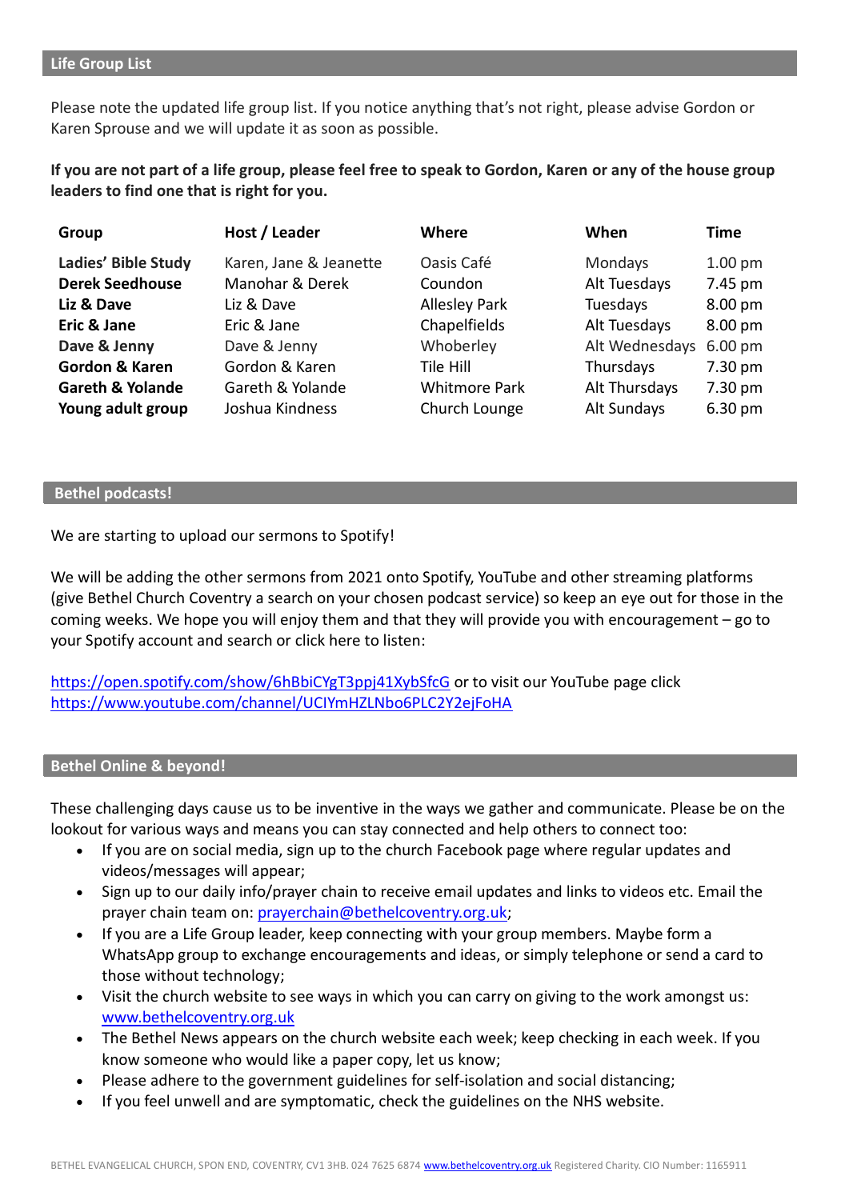## Life Group List

Please note the updated life group list. If you notice anything that's not right, please advise Gordon or Karen Sprouse and we will update it as soon as possible.

**If you are not part of a life group, please feel free to speak to Gordon, Karen or any of the house group leaders to find one that is right for you.**

| Group | Host / Leader | Where | When | Time |
|---|---|---|---|---|
| **Ladies' Bible Study** | Karen, Jane & Jeanette | Oasis Café | Mondays | 1.00 pm |
| **Derek Seedhouse** | Manohar & Derek | Coundon | Alt Tuesdays | 7.45 pm |
| **Liz & Dave** | Liz & Dave | Allesley Park | Tuesdays | 8.00 pm |
| **Eric & Jane** | Eric & Jane | Chapelfields | Alt Tuesdays | 8.00 pm |
| **Dave & Jenny** | Dave & Jenny | Whoberley | Alt Wednesdays | 6.00 pm |
| **Gordon & Karen** | Gordon & Karen | Tile Hill | Thursdays | 7.30 pm |
| **Gareth & Yolande** | Gareth & Yolande | Whitmore Park | Alt Thursdays | 7.30 pm |
| **Young adult group** | Joshua Kindness | Church Lounge | Alt Sundays | 6.30 pm |

## Bethel podcasts!

We are starting to upload our sermons to Spotify!

We will be adding the other sermons from 2021 onto Spotify, YouTube and other streaming platforms (give Bethel Church Coventry a search on your chosen podcast service) so keep an eye out for those in the coming weeks. We hope you will enjoy them and that they will provide you with encouragement – go to your Spotify account and search or click here to listen:

https://open.spotify.com/show/6hBbiCYgT3ppj41XybSfcG or to visit our YouTube page click https://www.youtube.com/channel/UCIYmHZLNbo6PLC2Y2ejFoHA

## Bethel Online & beyond!

These challenging days cause us to be inventive in the ways we gather and communicate. Please be on the lookout for various ways and means you can stay connected and help others to connect too:

- If you are on social media, sign up to the church Facebook page where regular updates and videos/messages will appear;
- Sign up to our daily info/prayer chain to receive email updates and links to videos etc. Email the prayer chain team on: prayerchain@bethelcoventry.org.uk;
- If you are a Life Group leader, keep connecting with your group members. Maybe form a WhatsApp group to exchange encouragements and ideas, or simply telephone or send a card to those without technology;
- Visit the church website to see ways in which you can carry on giving to the work amongst us: www.bethelcoventry.org.uk
- The Bethel News appears on the church website each week; keep checking in each week. If you know someone who would like a paper copy, let us know;
- Please adhere to the government guidelines for self-isolation and social distancing;
- If you feel unwell and are symptomatic, check the guidelines on the NHS website.